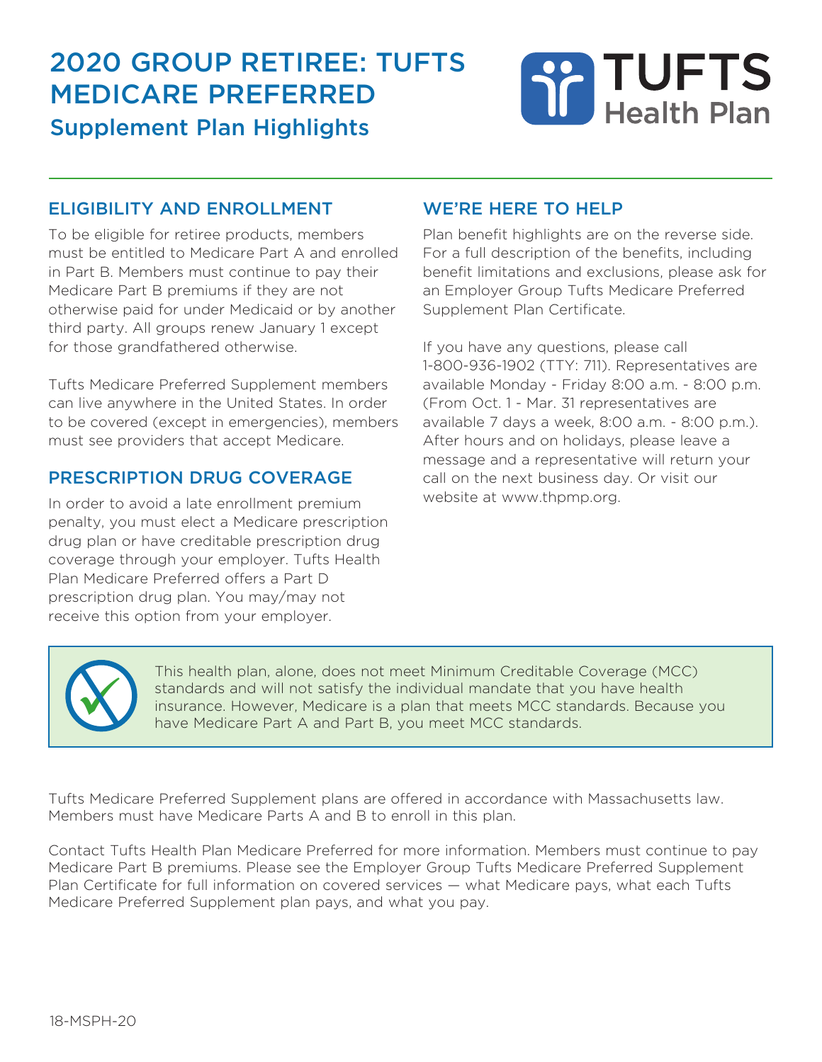# 2020 GROUP RETIREE: TUFTS MEDICARE PREFERRED

## Supplement Plan Highlights

TUFTS Health Plan

### ELIGIBILITY AND ENROLLMENT

To be eligible for retiree products, members must be entitled to Medicare Part A and enrolled in Part B. Members must continue to pay their Medicare Part B premiums if they are not otherwise paid for under Medicaid or by another third party. All groups renew January 1 except for those grandfathered otherwise.

Tufts Medicare Preferred Supplement members can live anywhere in the United States. In order to be covered (except in emergencies), members must see providers that accept Medicare.

### PRESCRIPTION DRUG COVERAGE

In order to avoid a late enrollment premium penalty, you must elect a Medicare prescription drug plan or have creditable prescription drug coverage through your employer. Tufts Health Plan Medicare Preferred offers a Part D prescription drug plan. You may/may not receive this option from your employer.

### WE'RE HERE TO HELP

Plan benefit highlights are on the reverse side. For a full description of the benefits, including benefit limitations and exclusions, please ask for an Employer Group Tufts Medicare Preferred Supplement Plan Certificate.

If you have any questions, please call 1-800-936-1902 (TTY: 711). Representatives are available Monday - Friday 8:00 a.m. - 8:00 p.m. (From Oct. 1 - Mar. 31 representatives are available 7 days a week, 8:00 a.m. - 8:00 p.m.). After hours and on holidays, please leave a message and a representative will return your call on the next business day. Or visit our website at www.thpmp.org.

This health plan, alone, does not meet Minimum Creditable Coverage (MCC) standards and will not satisfy the individual mandate that you have health insurance. However, Medicare is a plan that meets MCC standards. Because you have Medicare Part A and Part B, you meet MCC standards.

Tufts Medicare Preferred Supplement plans are offered in accordance with Massachusetts law. Members must have Medicare Parts A and B to enroll in this plan.

Contact Tufts Health Plan Medicare Preferred for more information. Members must continue to pay Medicare Part B premiums. Please see the Employer Group Tufts Medicare Preferred Supplement Plan Certificate for full information on covered services — what Medicare pays, what each Tufts Medicare Preferred Supplement plan pays, and what you pay.

18-MSPH-20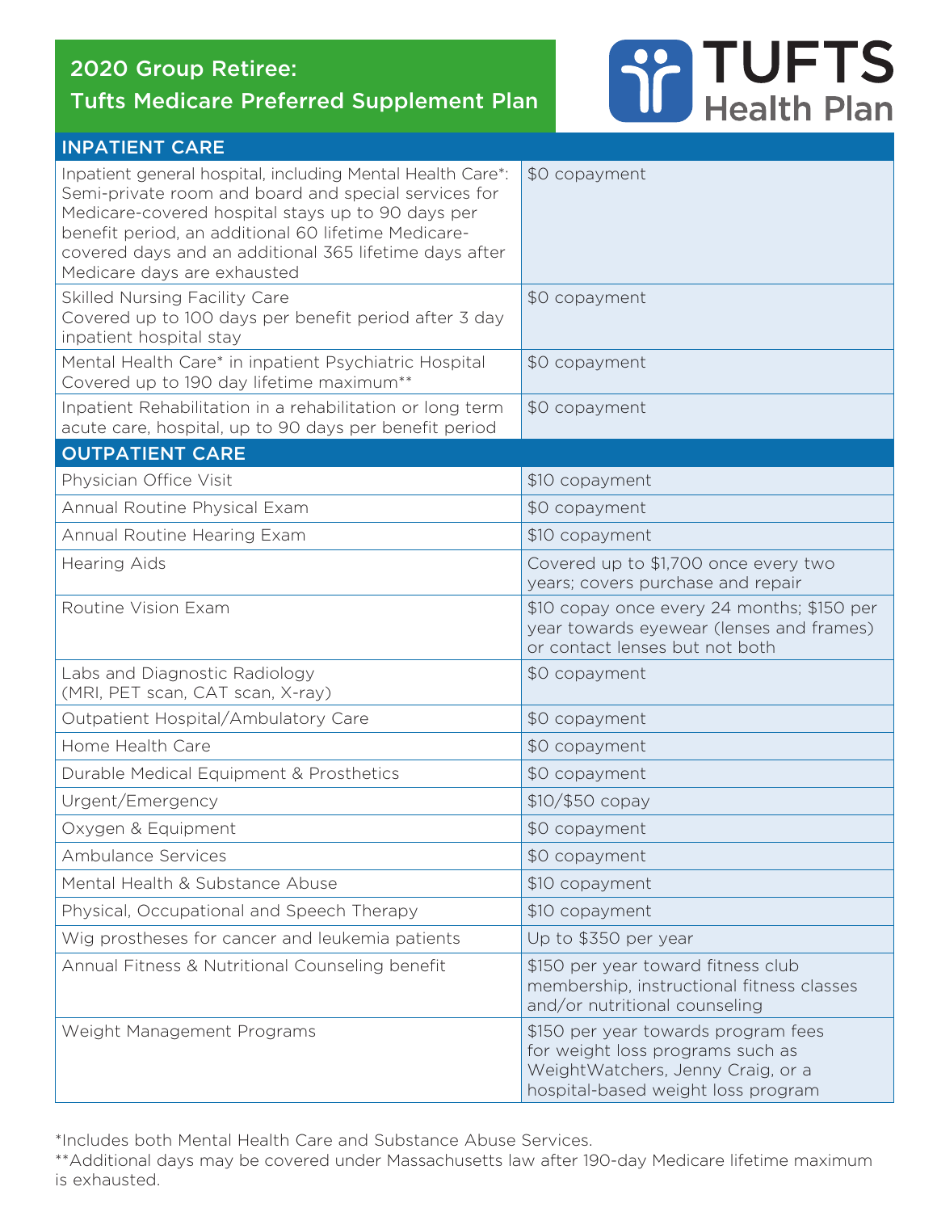# 2020 Group Retiree: Tufts Medicare Preferred Supplement Plan

TUFTS Health Plan

| INPATIENT CARE | |
|---|---|
| Inpatient general hospital, including Mental Health Care*: Semi-private room and board and special services for Medicare-covered hospital stays up to 90 days per benefit period, an additional 60 lifetime Medicare-covered days and an additional 365 lifetime days after Medicare days are exhausted | $0 copayment |
| Skilled Nursing Facility Care<br>Covered up to 100 days per benefit period after 3 day inpatient hospital stay | $0 copayment |
| Mental Health Care* in inpatient Psychiatric Hospital<br>Covered up to 190 day lifetime maximum** | $0 copayment |
| Inpatient Rehabilitation in a rehabilitation or long term acute care, hospital, up to 90 days per benefit period | $0 copayment |
| **OUTPATIENT CARE** | |
| Physician Office Visit | $10 copayment |
| Annual Routine Physical Exam | $0 copayment |
| Annual Routine Hearing Exam | $10 copayment |
| Hearing Aids | Covered up to $1,700 once every two years; covers purchase and repair |
| Routine Vision Exam | $10 copay once every 24 months; $150 per year towards eyewear (lenses and frames) or contact lenses but not both |
| Labs and Diagnostic Radiology<br>(MRI, PET scan, CAT scan, X-ray) | $0 copayment |
| Outpatient Hospital/Ambulatory Care | $0 copayment |
| Home Health Care | $0 copayment |
| Durable Medical Equipment & Prosthetics | $0 copayment |
| Urgent/Emergency | $10/$50 copay |
| Oxygen & Equipment | $0 copayment |
| Ambulance Services | $0 copayment |
| Mental Health & Substance Abuse | $10 copayment |
| Physical, Occupational and Speech Therapy | $10 copayment |
| Wig prostheses for cancer and leukemia patients | Up to $350 per year |
| Annual Fitness & Nutritional Counseling benefit | $150 per year toward fitness club membership, instructional fitness classes and/or nutritional counseling |
| Weight Management Programs | $150 per year towards program fees for weight loss programs such as WeightWatchers, Jenny Craig, or a hospital-based weight loss program |

*Includes both Mental Health Care and Substance Abuse Services.

**Additional days may be covered under Massachusetts law after 190-day Medicare lifetime maximum is exhausted.